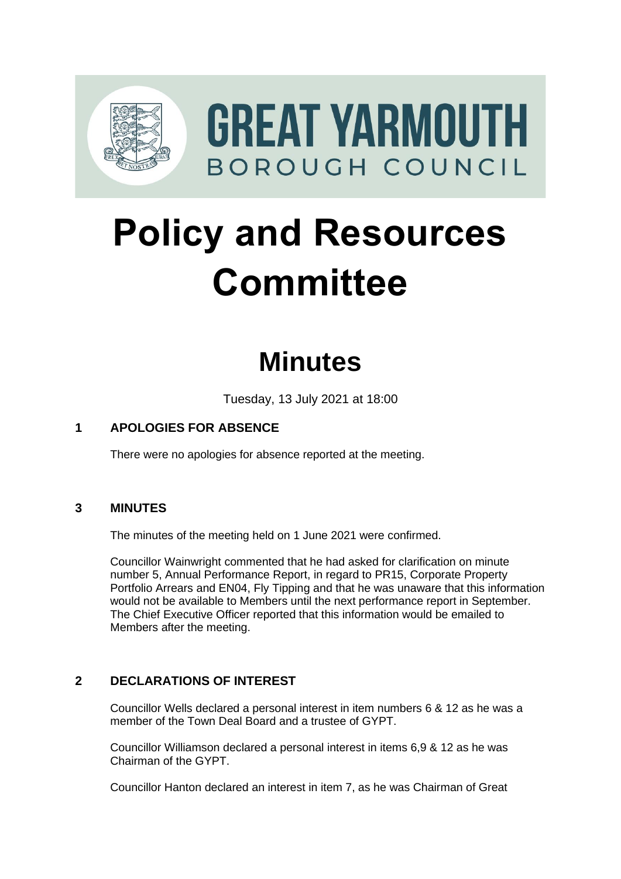GREAT YARMOUTH
BOROUGH COUNCIL

# Policy and Resources Committee

# Minutes

Tuesday, 13 July 2021 at 18:00

## 1 APOLOGIES FOR ABSENCE

There were no apologies for absence reported at the meeting.

## 3 MINUTES

The minutes of the meeting held on 1 June 2021 were confirmed.

Councillor Wainwright commented that he had asked for clarification on minute number 5, Annual Performance Report, in regard to PR15, Corporate Property Portfolio Arrears and EN04, Fly Tipping and that he was unaware that this information would not be available to Members until the next performance report in September. The Chief Executive Officer reported that this information would be emailed to Members after the meeting.

## 2 DECLARATIONS OF INTEREST

Councillor Wells declared a personal interest in item numbers 6 & 12 as he was a member of the Town Deal Board and a trustee of GYPT.

Councillor Williamson declared a personal interest in items 6,9 & 12 as he was Chairman of the GYPT.

Councillor Hanton declared an interest in item 7, as he was Chairman of Great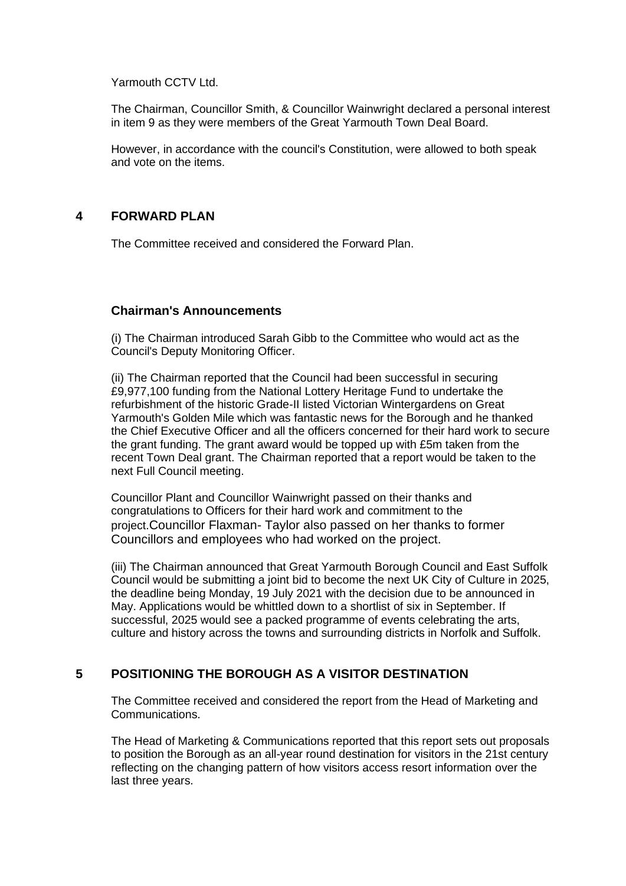Yarmouth CCTV Ltd.

The Chairman, Councillor Smith, & Councillor Wainwright declared a personal interest in item 9 as they were members of the Great Yarmouth Town Deal Board.

However, in accordance with the council's Constitution, were allowed to both speak and vote on the items.

## 4 FORWARD PLAN

The Committee received and considered the Forward Plan.

### Chairman's Announcements

(i) The Chairman introduced Sarah Gibb to the Committee who would act as the Council's Deputy Monitoring Officer.

(ii) The Chairman reported that the Council had been successful in securing £9,977,100 funding from the National Lottery Heritage Fund to undertake the refurbishment of the historic Grade-II listed Victorian Wintergardens on Great Yarmouth's Golden Mile which was fantastic news for the Borough and he thanked the Chief Executive Officer and all the officers concerned for their hard work to secure the grant funding. The grant award would be topped up with £5m taken from the recent Town Deal grant. The Chairman reported that a report would be taken to the next Full Council meeting.

Councillor Plant and Councillor Wainwright passed on their thanks and congratulations to Officers for their hard work and commitment to the project.Councillor Flaxman- Taylor also passed on her thanks to former Councillors and employees who had worked on the project.

(iii) The Chairman announced that Great Yarmouth Borough Council and East Suffolk Council would be submitting a joint bid to become the next UK City of Culture in 2025, the deadline being Monday, 19 July 2021 with the decision due to be announced in May. Applications would be whittled down to a shortlist of six in September. If successful, 2025 would see a packed programme of events celebrating the arts, culture and history across the towns and surrounding districts in Norfolk and Suffolk.

## 5 POSITIONING THE BOROUGH AS A VISITOR DESTINATION

The Committee received and considered the report from the Head of Marketing and Communications.

The Head of Marketing & Communications reported that this report sets out proposals to position the Borough as an all-year round destination for visitors in the 21st century reflecting on the changing pattern of how visitors access resort information over the last three years.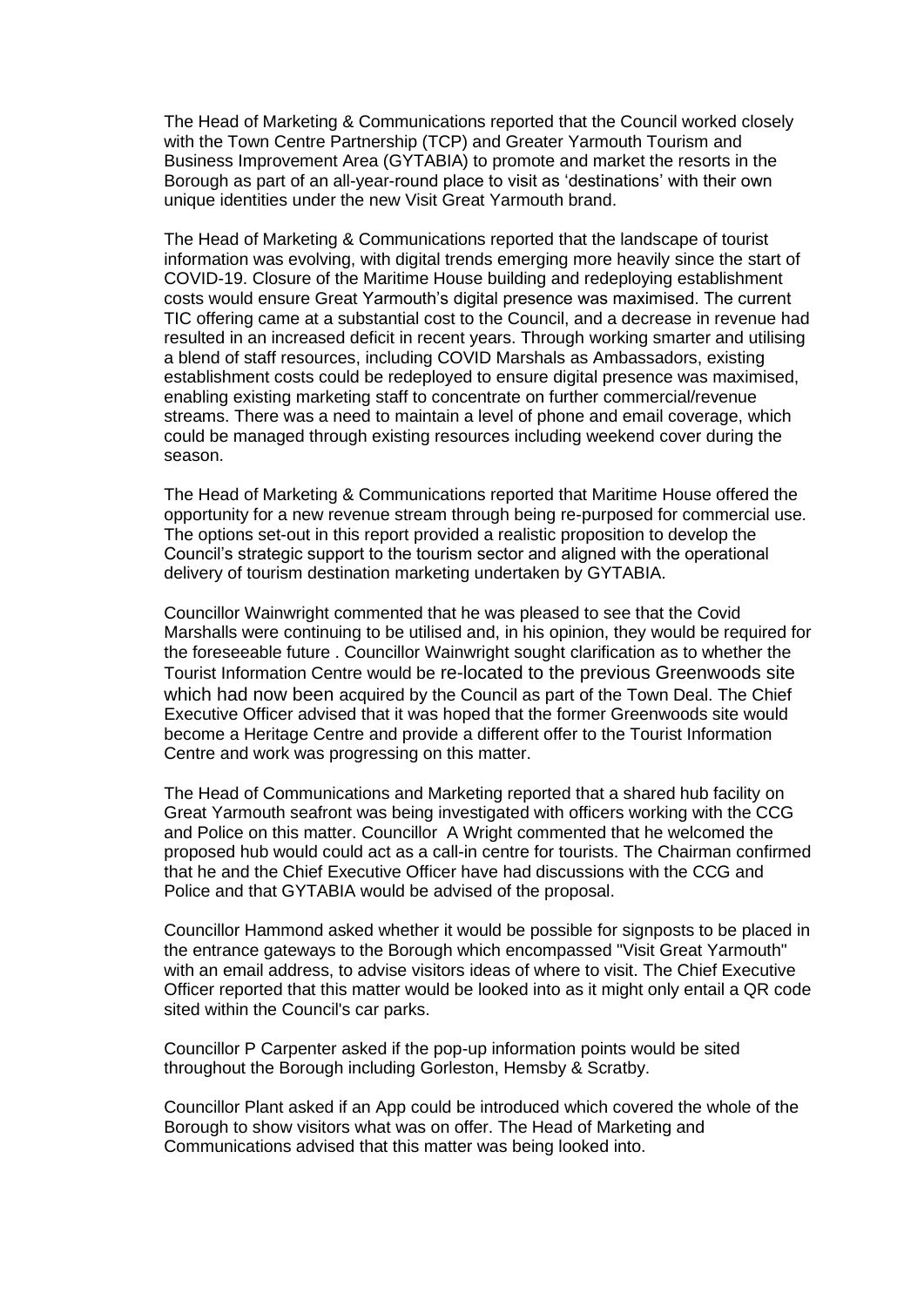The Head of Marketing & Communications reported that the Council worked closely with the Town Centre Partnership (TCP) and Greater Yarmouth Tourism and Business Improvement Area (GYTABIA) to promote and market the resorts in the Borough as part of an all-year-round place to visit as 'destinations' with their own unique identities under the new Visit Great Yarmouth brand.

The Head of Marketing & Communications reported that the landscape of tourist information was evolving, with digital trends emerging more heavily since the start of COVID-19. Closure of the Maritime House building and redeploying establishment costs would ensure Great Yarmouth's digital presence was maximised. The current TIC offering came at a substantial cost to the Council, and a decrease in revenue had resulted in an increased deficit in recent years. Through working smarter and utilising a blend of staff resources, including COVID Marshals as Ambassadors, existing establishment costs could be redeployed to ensure digital presence was maximised, enabling existing marketing staff to concentrate on further commercial/revenue streams. There was a need to maintain a level of phone and email coverage, which could be managed through existing resources including weekend cover during the season.

The Head of Marketing & Communications reported that Maritime House offered the opportunity for a new revenue stream through being re-purposed for commercial use. The options set-out in this report provided a realistic proposition to develop the Council's strategic support to the tourism sector and aligned with the operational delivery of tourism destination marketing undertaken by GYTABIA.

Councillor Wainwright commented that he was pleased to see that the Covid Marshalls were continuing to be utilised and, in his opinion, they would be required for the foreseeable future . Councillor Wainwright sought clarification as to whether the Tourist Information Centre would be re-located to the previous Greenwoods site which had now been acquired by the Council as part of the Town Deal. The Chief Executive Officer advised that it was hoped that the former Greenwoods site would become a Heritage Centre and provide a different offer to the Tourist Information Centre and work was progressing on this matter.

The Head of Communications and Marketing reported that a shared hub facility on Great Yarmouth seafront was being investigated with officers working with the CCG and Police on this matter. Councillor A Wright commented that he welcomed the proposed hub would could act as a call-in centre for tourists. The Chairman confirmed that he and the Chief Executive Officer have had discussions with the CCG and Police and that GYTABIA would be advised of the proposal.

Councillor Hammond asked whether it would be possible for signposts to be placed in the entrance gateways to the Borough which encompassed "Visit Great Yarmouth" with an email address, to advise visitors ideas of where to visit. The Chief Executive Officer reported that this matter would be looked into as it might only entail a QR code sited within the Council's car parks.

Councillor P Carpenter asked if the pop-up information points would be sited throughout the Borough including Gorleston, Hemsby & Scratby.

Councillor Plant asked if an App could be introduced which covered the whole of the Borough to show visitors what was on offer. The Head of Marketing and Communications advised that this matter was being looked into.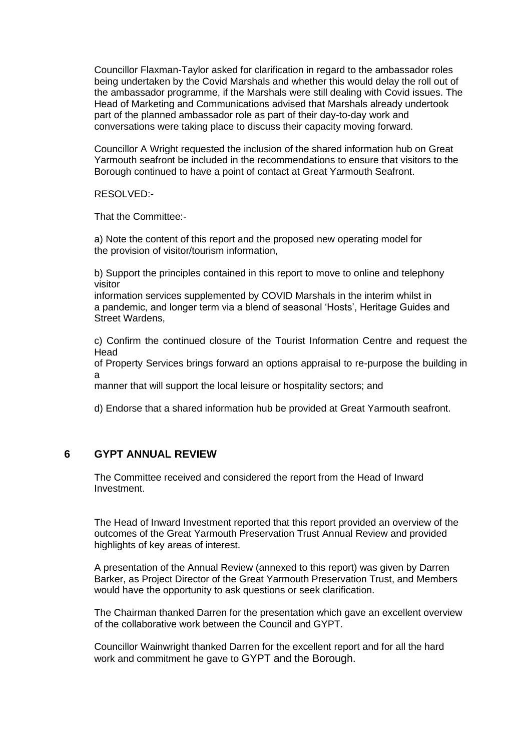Councillor Flaxman-Taylor asked for clarification in regard to the ambassador roles being undertaken by the Covid Marshals and whether this would delay the roll out of the ambassador programme, if the Marshals were still dealing with Covid issues. The Head of Marketing and Communications advised that Marshals already undertook part of the planned ambassador role as part of their day-to-day work and conversations were taking place to discuss their capacity moving forward.

Councillor A Wright requested the inclusion of the shared information hub on Great Yarmouth seafront be included in the recommendations to ensure that visitors to the Borough continued to have a point of contact at Great Yarmouth Seafront.

RESOLVED:-

That the Committee:-

a) Note the content of this report and the proposed new operating model for the provision of visitor/tourism information,

b) Support the principles contained in this report to move to online and telephony visitor information services supplemented by COVID Marshals in the interim whilst in a pandemic, and longer term via a blend of seasonal 'Hosts', Heritage Guides and Street Wardens,

c) Confirm the continued closure of the Tourist Information Centre and request the Head of Property Services brings forward an options appraisal to re-purpose the building in a manner that will support the local leisure or hospitality sectors; and

d) Endorse that a shared information hub be provided at Great Yarmouth seafront.

## 6 GYPT ANNUAL REVIEW

The Committee received and considered the report from the Head of Inward Investment.

The Head of Inward Investment reported that this report provided an overview of the outcomes of the Great Yarmouth Preservation Trust Annual Review and provided highlights of key areas of interest.

A presentation of the Annual Review (annexed to this report) was given by Darren Barker, as Project Director of the Great Yarmouth Preservation Trust, and Members would have the opportunity to ask questions or seek clarification.

The Chairman thanked Darren for the presentation which gave an excellent overview of the collaborative work between the Council and GYPT.

Councillor Wainwright thanked Darren for the excellent report and for all the hard work and commitment he gave to GYPT and the Borough.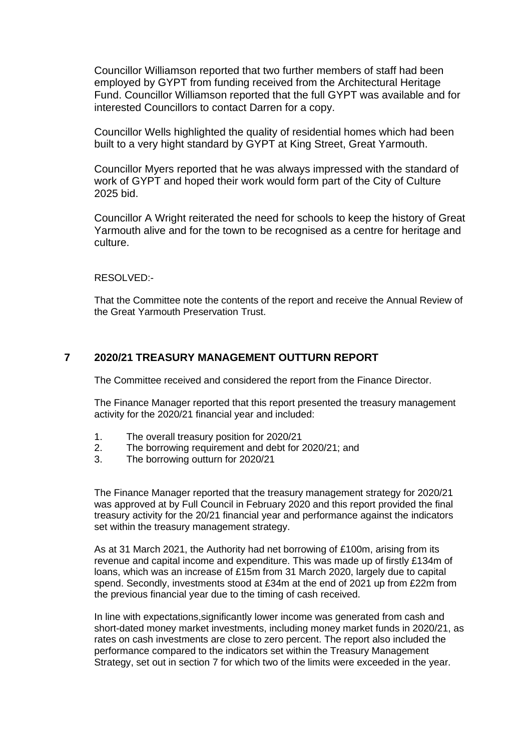Councillor Williamson reported that two further members of staff had been employed by GYPT from funding received from the Architectural Heritage Fund. Councillor Williamson reported that the full GYPT was available and for interested Councillors to contact Darren for a copy.

Councillor Wells highlighted the quality of residential homes which had been built to a very hight standard by GYPT at King Street, Great Yarmouth.

Councillor Myers reported that he was always impressed with the standard of work of GYPT and hoped their work would form part of the City of Culture 2025 bid.

Councillor A Wright reiterated the need for schools to keep the history of Great Yarmouth alive and for the town to be recognised as a centre for heritage and culture.

RESOLVED:-

That the Committee note the contents of the report and receive the Annual Review of the Great Yarmouth Preservation Trust.

## 7 2020/21 TREASURY MANAGEMENT OUTTURN REPORT

The Committee received and considered the report from the Finance Director.

The Finance Manager reported that this report presented the treasury management activity for the 2020/21 financial year and included:

1. The overall treasury position for 2020/21
2. The borrowing requirement and debt for 2020/21; and
3. The borrowing outturn for 2020/21

The Finance Manager reported that the treasury management strategy for 2020/21 was approved at by Full Council in February 2020 and this report provided the final treasury activity for the 20/21 financial year and performance against the indicators set within the treasury management strategy.

As at 31 March 2021, the Authority had net borrowing of £100m, arising from its revenue and capital income and expenditure. This was made up of firstly £134m of loans, which was an increase of £15m from 31 March 2020, largely due to capital spend. Secondly, investments stood at £34m at the end of 2021 up from £22m from the previous financial year due to the timing of cash received.

In line with expectations,significantly lower income was generated from cash and short-dated money market investments, including money market funds in 2020/21, as rates on cash investments are close to zero percent. The report also included the performance compared to the indicators set within the Treasury Management Strategy, set out in section 7 for which two of the limits were exceeded in the year.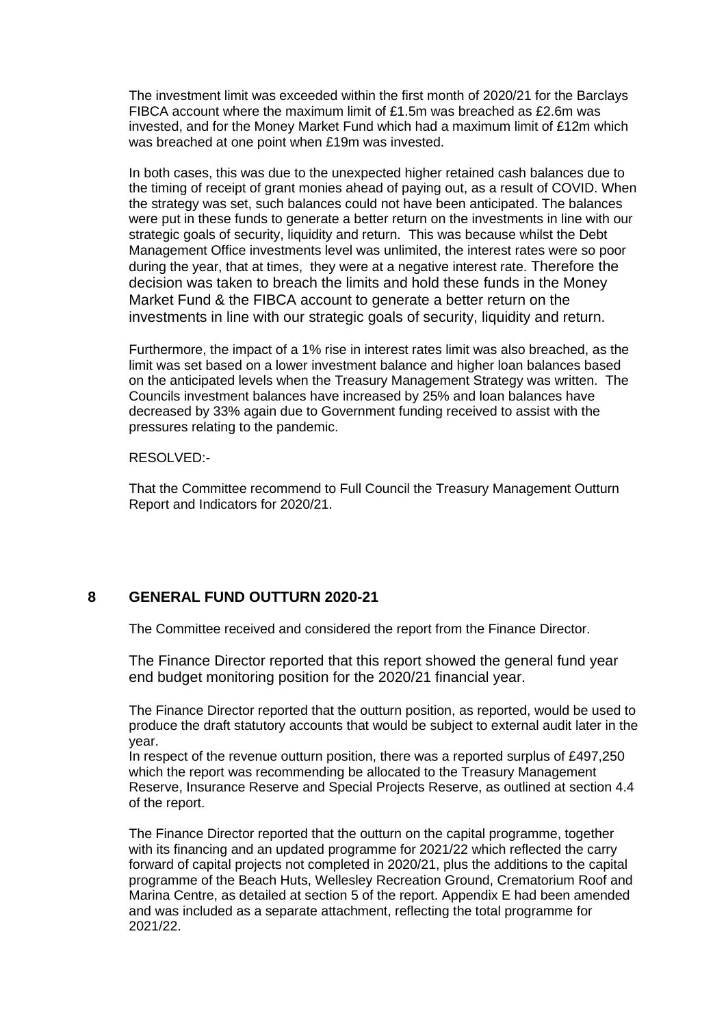The investment limit was exceeded within the first month of 2020/21 for the Barclays FIBCA account where the maximum limit of £1.5m was breached as £2.6m was invested, and for the Money Market Fund which had a maximum limit of £12m which was breached at one point when £19m was invested.

In both cases, this was due to the unexpected higher retained cash balances due to the timing of receipt of grant monies ahead of paying out, as a result of COVID. When the strategy was set, such balances could not have been anticipated. The balances were put in these funds to generate a better return on the investments in line with our strategic goals of security, liquidity and return. This was because whilst the Debt Management Office investments level was unlimited, the interest rates were so poor during the year, that at times, they were at a negative interest rate. Therefore the decision was taken to breach the limits and hold these funds in the Money Market Fund & the FIBCA account to generate a better return on the investments in line with our strategic goals of security, liquidity and return.

Furthermore, the impact of a 1% rise in interest rates limit was also breached, as the limit was set based on a lower investment balance and higher loan balances based on the anticipated levels when the Treasury Management Strategy was written. The Councils investment balances have increased by 25% and loan balances have decreased by 33% again due to Government funding received to assist with the pressures relating to the pandemic.

RESOLVED:-

That the Committee recommend to Full Council the Treasury Management Outturn Report and Indicators for 2020/21.

## 8 GENERAL FUND OUTTURN 2020-21

The Committee received and considered the report from the Finance Director.

The Finance Director reported that this report showed the general fund year end budget monitoring position for the 2020/21 financial year.

The Finance Director reported that the outturn position, as reported, would be used to produce the draft statutory accounts that would be subject to external audit later in the year.
In respect of the revenue outturn position, there was a reported surplus of £497,250 which the report was recommending be allocated to the Treasury Management Reserve, Insurance Reserve and Special Projects Reserve, as outlined at section 4.4 of the report.

The Finance Director reported that the outturn on the capital programme, together with its financing and an updated programme for 2021/22 which reflected the carry forward of capital projects not completed in 2020/21, plus the additions to the capital programme of the Beach Huts, Wellesley Recreation Ground, Crematorium Roof and Marina Centre, as detailed at section 5 of the report. Appendix E had been amended and was included as a separate attachment, reflecting the total programme for 2021/22.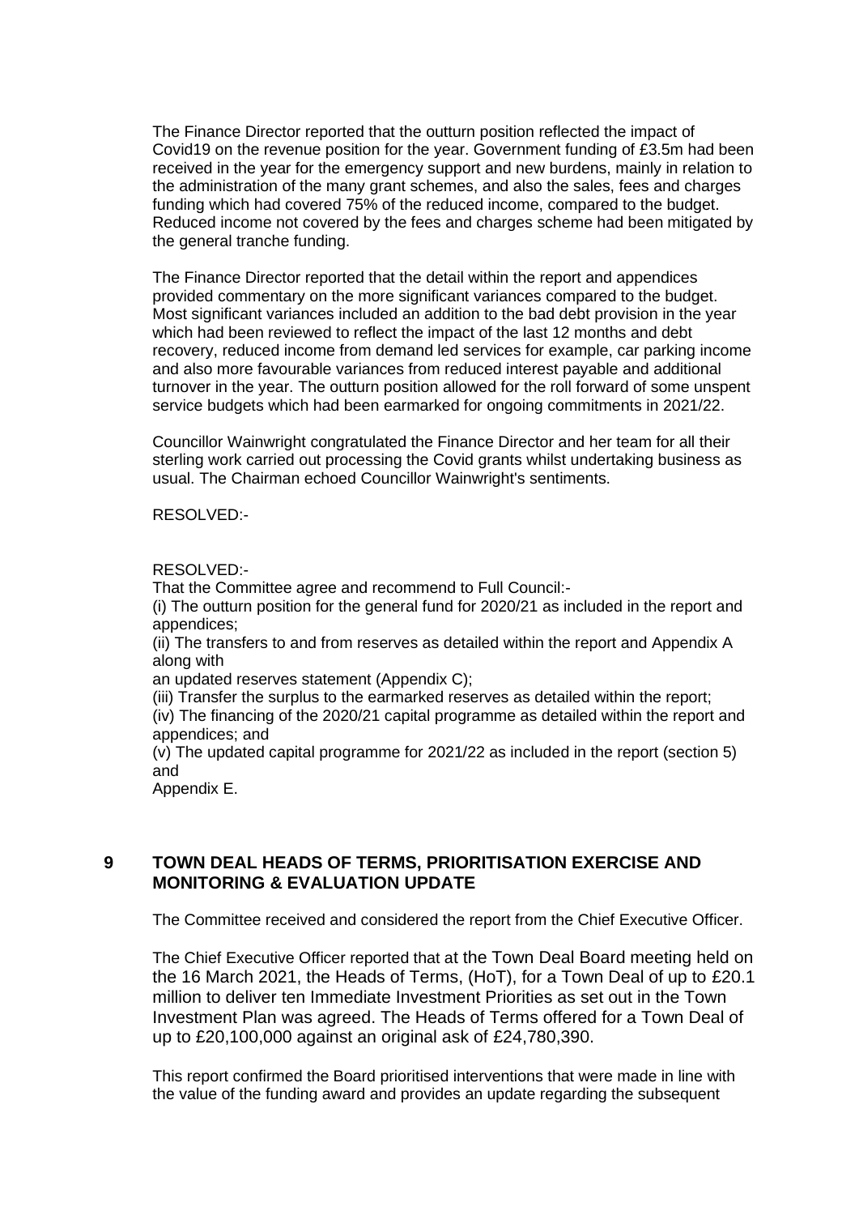The Finance Director reported that the outturn position reflected the impact of Covid19 on the revenue position for the year. Government funding of £3.5m had been received in the year for the emergency support and new burdens, mainly in relation to the administration of the many grant schemes, and also the sales, fees and charges funding which had covered 75% of the reduced income, compared to the budget. Reduced income not covered by the fees and charges scheme had been mitigated by the general tranche funding.

The Finance Director reported that the detail within the report and appendices provided commentary on the more significant variances compared to the budget. Most significant variances included an addition to the bad debt provision in the year which had been reviewed to reflect the impact of the last 12 months and debt recovery, reduced income from demand led services for example, car parking income and also more favourable variances from reduced interest payable and additional turnover in the year. The outturn position allowed for the roll forward of some unspent service budgets which had been earmarked for ongoing commitments in 2021/22.

Councillor Wainwright congratulated the Finance Director and her team for all their sterling work carried out processing the Covid grants whilst undertaking business as usual. The Chairman echoed Councillor Wainwright's sentiments.

RESOLVED:-

RESOLVED:-
That the Committee agree and recommend to Full Council:-
(i) The outturn position for the general fund for 2020/21 as included in the report and appendices;
(ii) The transfers to and from reserves as detailed within the report and Appendix A along with
an updated reserves statement (Appendix C);
(iii) Transfer the surplus to the earmarked reserves as detailed within the report;
(iv) The financing of the 2020/21 capital programme as detailed within the report and appendices; and
(v) The updated capital programme for 2021/22 as included in the report (section 5) and
Appendix E.

## 9 TOWN DEAL HEADS OF TERMS, PRIORITISATION EXERCISE AND MONITORING & EVALUATION UPDATE

The Committee received and considered the report from the Chief Executive Officer.

The Chief Executive Officer reported that at the Town Deal Board meeting held on the 16 March 2021, the Heads of Terms, (HoT), for a Town Deal of up to £20.1 million to deliver ten Immediate Investment Priorities as set out in the Town Investment Plan was agreed. The Heads of Terms offered for a Town Deal of up to £20,100,000 against an original ask of £24,780,390.

This report confirmed the Board prioritised interventions that were made in line with the value of the funding award and provides an update regarding the subsequent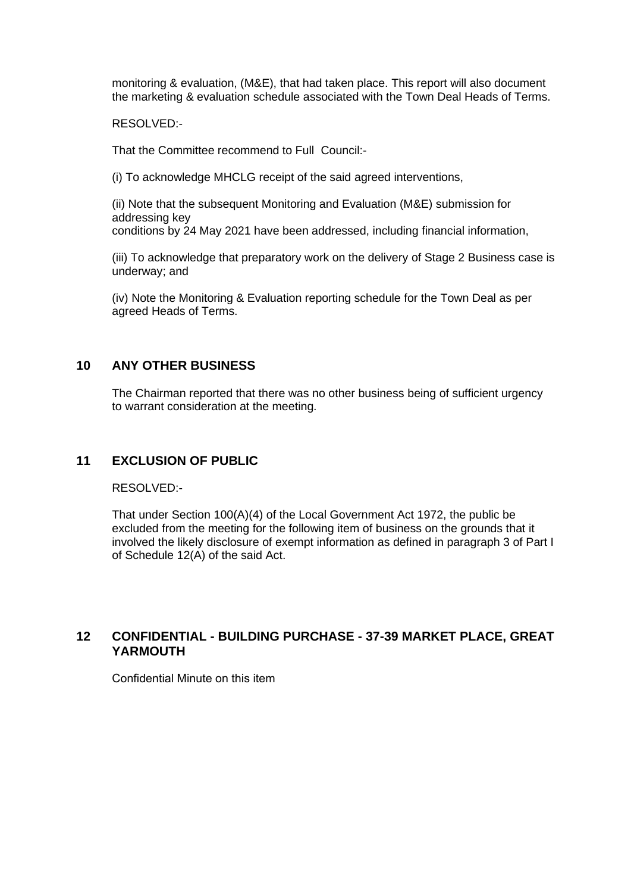monitoring & evaluation, (M&E), that had taken place. This report will also document the marketing & evaluation schedule associated with the Town Deal Heads of Terms.

RESOLVED:-

That the Committee recommend to Full Council:-

(i) To acknowledge MHCLG receipt of the said agreed interventions,

(ii) Note that the subsequent Monitoring and Evaluation (M&E) submission for addressing key
conditions by 24 May 2021 have been addressed, including financial information,

(iii) To acknowledge that preparatory work on the delivery of Stage 2 Business case is underway; and

(iv) Note the Monitoring & Evaluation reporting schedule for the Town Deal as per agreed Heads of Terms.

## 10 ANY OTHER BUSINESS

The Chairman reported that there was no other business being of sufficient urgency to warrant consideration at the meeting.

## 11 EXCLUSION OF PUBLIC

RESOLVED:-

That under Section 100(A)(4) of the Local Government Act 1972, the public be excluded from the meeting for the following item of business on the grounds that it involved the likely disclosure of exempt information as defined in paragraph 3 of Part I of Schedule 12(A) of the said Act.

## 12 CONFIDENTIAL - BUILDING PURCHASE - 37-39 MARKET PLACE, GREAT YARMOUTH

Confidential Minute on this item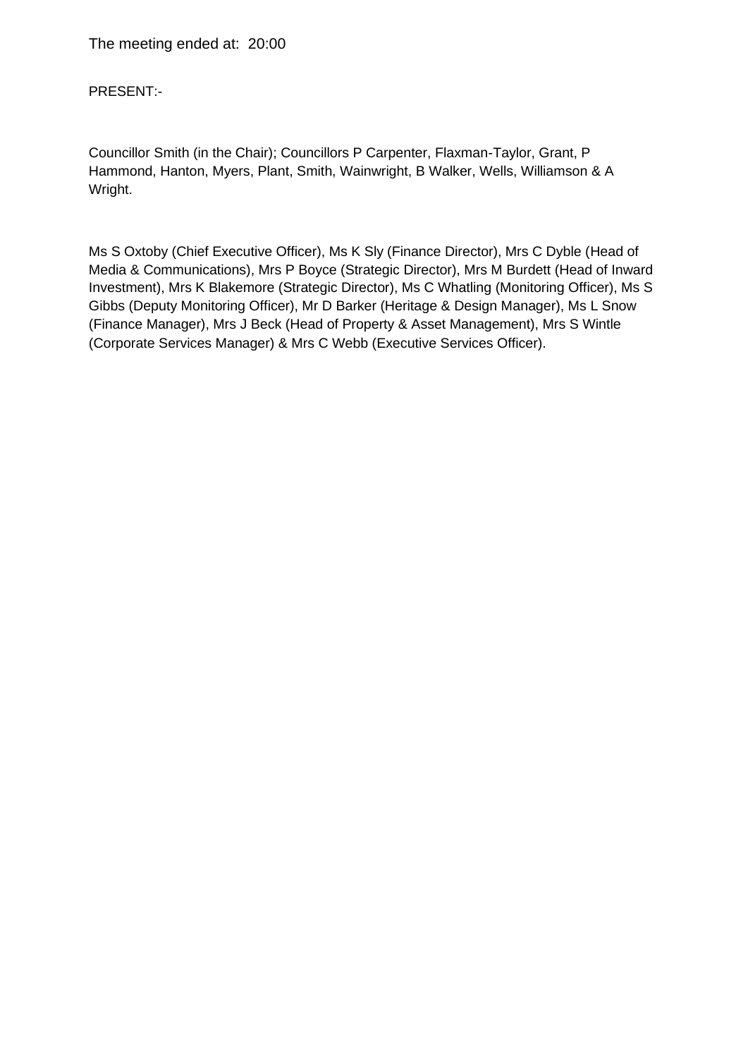The meeting ended at: 20:00

PRESENT:-

Councillor Smith (in the Chair); Councillors P Carpenter, Flaxman-Taylor, Grant, P Hammond, Hanton, Myers, Plant, Smith, Wainwright, B Walker, Wells, Williamson & A Wright.

Ms S Oxtoby (Chief Executive Officer), Ms K Sly (Finance Director), Mrs C Dyble (Head of Media & Communications), Mrs P Boyce (Strategic Director), Mrs M Burdett (Head of Inward Investment), Mrs K Blakemore (Strategic Director), Ms C Whatling (Monitoring Officer), Ms S Gibbs (Deputy Monitoring Officer), Mr D Barker (Heritage & Design Manager), Ms L Snow (Finance Manager), Mrs J Beck (Head of Property & Asset Management), Mrs S Wintle (Corporate Services Manager) & Mrs C Webb (Executive Services Officer).